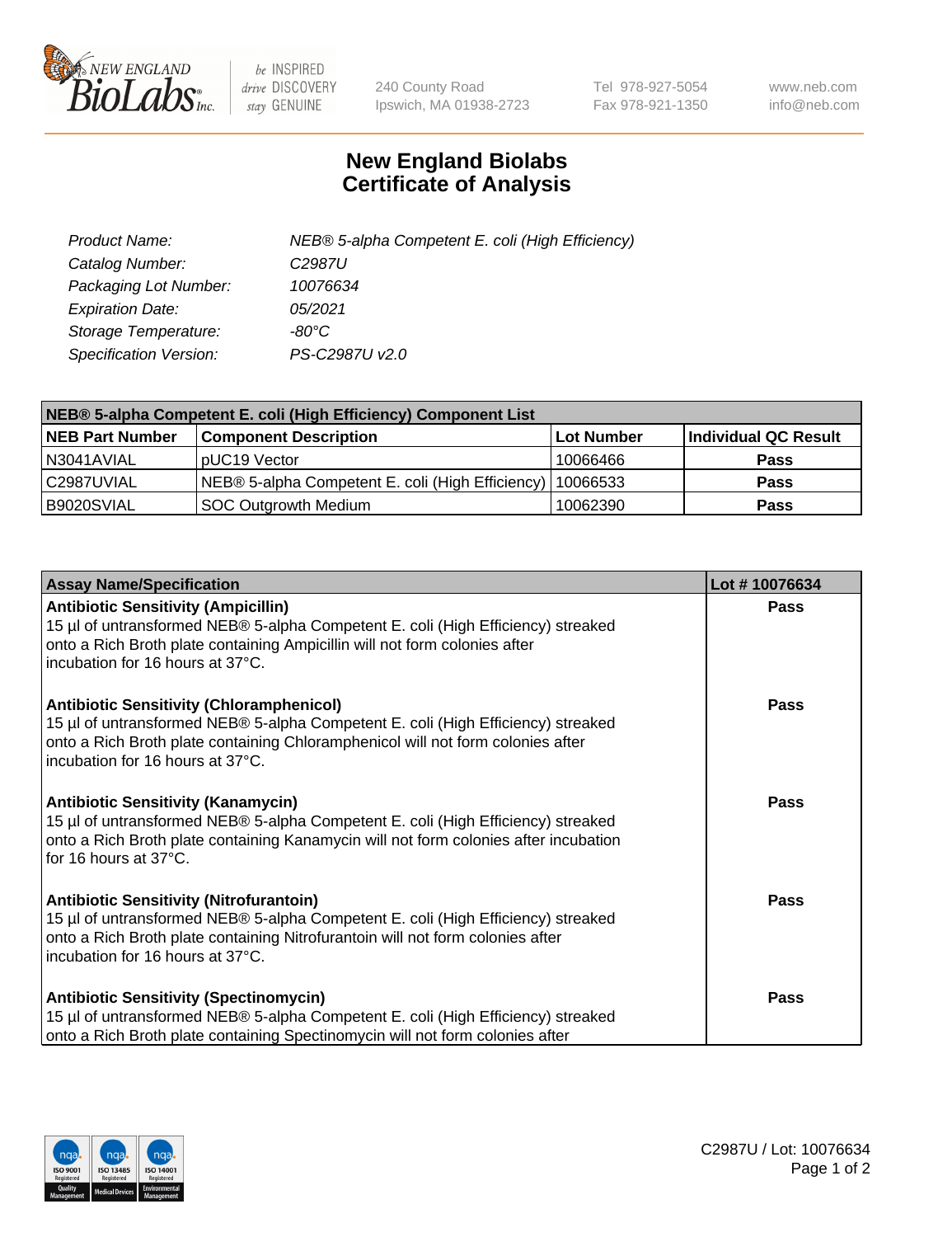240 County Road
Ipswich, MA 01938-2723

Tel 978-927-5054
Fax 978-921-1350

www.neb.com
info@neb.com

# New England Biolabs Certificate of Analysis

| | |
|---|---|
| *Product Name:* | *NEB® 5-alpha Competent E. coli (High Efficiency)* |
| *Catalog Number:* | *C2987U* |
| *Packaging Lot Number:* | *10076634* |
| *Expiration Date:* | *05/2021* |
| *Storage Temperature:* | *-80°C* |
| *Specification Version:* | *PS-C2987U v2.0* |

| NEB® 5-alpha Competent E. coli (High Efficiency) Component List | | | |
|---|---|---|---|
| **NEB Part Number** | **Component Description** | **Lot Number** | **Individual QC Result** |
| N3041AVIAL | pUC19 Vector | 10066466 | **Pass** |
| C2987UVIAL | NEB® 5-alpha Competent E. coli (High Efficiency) | 10066533 | **Pass** |
| B9020SVIAL | SOC Outgrowth Medium | 10062390 | **Pass** |

| Assay Name/Specification | Lot # 10076634 |
|---|---|
| **Antibiotic Sensitivity (Ampicillin)**<br>15 µl of untransformed NEB® 5-alpha Competent E. coli (High Efficiency) streaked onto a Rich Broth plate containing Ampicillin will not form colonies after incubation for 16 hours at 37°C. | **Pass** |
| **Antibiotic Sensitivity (Chloramphenicol)**<br>15 µl of untransformed NEB® 5-alpha Competent E. coli (High Efficiency) streaked onto a Rich Broth plate containing Chloramphenicol will not form colonies after incubation for 16 hours at 37°C. | **Pass** |
| **Antibiotic Sensitivity (Kanamycin)**<br>15 µl of untransformed NEB® 5-alpha Competent E. coli (High Efficiency) streaked onto a Rich Broth plate containing Kanamycin will not form colonies after incubation for 16 hours at 37°C. | **Pass** |
| **Antibiotic Sensitivity (Nitrofurantoin)**<br>15 µl of untransformed NEB® 5-alpha Competent E. coli (High Efficiency) streaked onto a Rich Broth plate containing Nitrofurantoin will not form colonies after incubation for 16 hours at 37°C. | **Pass** |
| **Antibiotic Sensitivity (Spectinomycin)**<br>15 µl of untransformed NEB® 5-alpha Competent E. coli (High Efficiency) streaked onto a Rich Broth plate containing Spectinomycin will not form colonies after | **Pass** |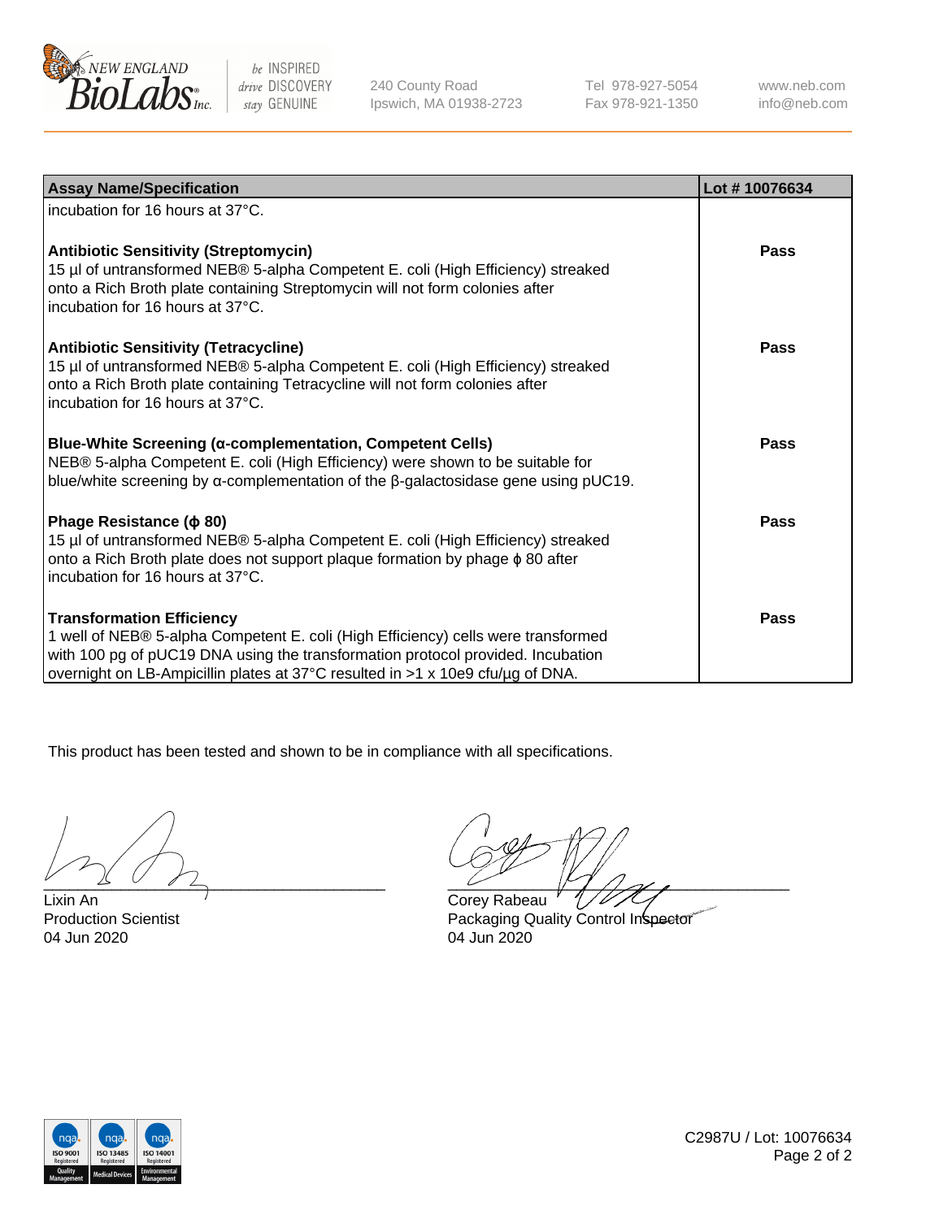| Assay Name/Specification | Lot # 10076634 |
|---|---|
| incubation for 16 hours at 37°C. | |
| **Antibiotic Sensitivity (Streptomycin)**<br>15 µl of untransformed NEB® 5-alpha Competent E. coli (High Efficiency) streaked onto a Rich Broth plate containing Streptomycin will not form colonies after incubation for 16 hours at 37°C. | **Pass** |
| **Antibiotic Sensitivity (Tetracycline)**<br>15 µl of untransformed NEB® 5-alpha Competent E. coli (High Efficiency) streaked onto a Rich Broth plate containing Tetracycline will not form colonies after incubation for 16 hours at 37°C. | **Pass** |
| **Blue-White Screening (α-complementation, Competent Cells)**<br>NEB® 5-alpha Competent E. coli (High Efficiency) were shown to be suitable for blue/white screening by α-complementation of the β-galactosidase gene using pUC19. | **Pass** |
| **Phage Resistance (ϕ 80)**<br>15 µl of untransformed NEB® 5-alpha Competent E. coli (High Efficiency) streaked onto a Rich Broth plate does not support plaque formation by phage ϕ 80 after incubation for 16 hours at 37°C. | **Pass** |
| **Transformation Efficiency**<br>1 well of NEB® 5-alpha Competent E. coli (High Efficiency) cells were transformed with 100 pg of pUC19 DNA using the transformation protocol provided. Incubation overnight on LB-Ampicillin plates at 37°C resulted in >1 x 10e9 cfu/µg of DNA. | **Pass** |

This product has been tested and shown to be in compliance with all specifications.

Lixin An
Production Scientist
04 Jun 2020

Corey Rabeau
Packaging Quality Control Inspector
04 Jun 2020

C2987U / Lot: 10076634